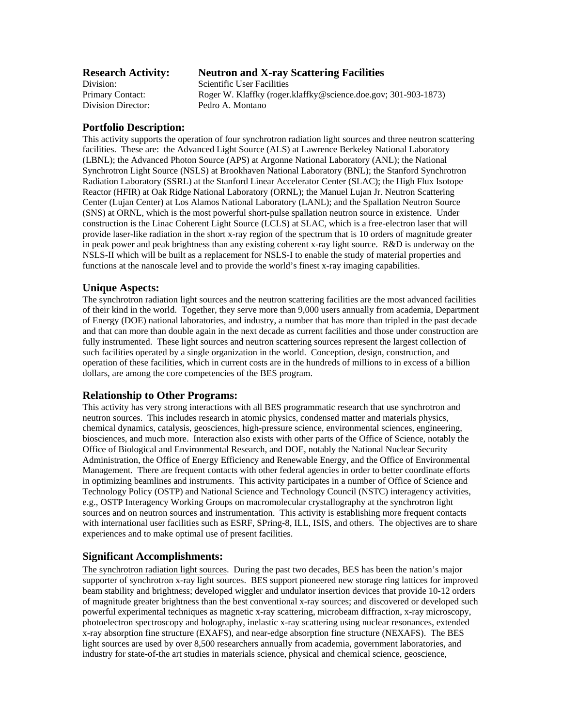**Research Activity:** **Neutron and X-ray Scattering Facilities**
Division: Scientific User Facilities
Primary Contact: Roger W. Klaffky (roger.klaffky@science.doe.gov; 301-903-1873)
Division Director: Pedro A. Montano

## Portfolio Description:

This activity supports the operation of four synchrotron radiation light sources and three neutron scattering facilities. These are: the Advanced Light Source (ALS) at Lawrence Berkeley National Laboratory (LBNL); the Advanced Photon Source (APS) at Argonne National Laboratory (ANL); the National Synchrotron Light Source (NSLS) at Brookhaven National Laboratory (BNL); the Stanford Synchrotron Radiation Laboratory (SSRL) at the Stanford Linear Accelerator Center (SLAC); the High Flux Isotope Reactor (HFIR) at Oak Ridge National Laboratory (ORNL); the Manuel Lujan Jr. Neutron Scattering Center (Lujan Center) at Los Alamos National Laboratory (LANL); and the Spallation Neutron Source (SNS) at ORNL, which is the most powerful short-pulse spallation neutron source in existence. Under construction is the Linac Coherent Light Source (LCLS) at SLAC, which is a free-electron laser that will provide laser-like radiation in the short x-ray region of the spectrum that is 10 orders of magnitude greater in peak power and peak brightness than any existing coherent x-ray light source. R&D is underway on the NSLS-II which will be built as a replacement for NSLS-I to enable the study of material properties and functions at the nanoscale level and to provide the world's finest x-ray imaging capabilities.

## Unique Aspects:

The synchrotron radiation light sources and the neutron scattering facilities are the most advanced facilities of their kind in the world. Together, they serve more than 9,000 users annually from academia, Department of Energy (DOE) national laboratories, and industry, a number that has more than tripled in the past decade and that can more than double again in the next decade as current facilities and those under construction are fully instrumented. These light sources and neutron scattering sources represent the largest collection of such facilities operated by a single organization in the world. Conception, design, construction, and operation of these facilities, which in current costs are in the hundreds of millions to in excess of a billion dollars, are among the core competencies of the BES program.

## Relationship to Other Programs:

This activity has very strong interactions with all BES programmatic research that use synchrotron and neutron sources. This includes research in atomic physics, condensed matter and materials physics, chemical dynamics, catalysis, geosciences, high-pressure science, environmental sciences, engineering, biosciences, and much more. Interaction also exists with other parts of the Office of Science, notably the Office of Biological and Environmental Research, and DOE, notably the National Nuclear Security Administration, the Office of Energy Efficiency and Renewable Energy, and the Office of Environmental Management. There are frequent contacts with other federal agencies in order to better coordinate efforts in optimizing beamlines and instruments. This activity participates in a number of Office of Science and Technology Policy (OSTP) and National Science and Technology Council (NSTC) interagency activities, e.g., OSTP Interagency Working Groups on macromolecular crystallography at the synchrotron light sources and on neutron sources and instrumentation. This activity is establishing more frequent contacts with international user facilities such as ESRF, SPring-8, ILL, ISIS, and others. The objectives are to share experiences and to make optimal use of present facilities.

## Significant Accomplishments:

The synchrotron radiation light sources. During the past two decades, BES has been the nation's major supporter of synchrotron x-ray light sources. BES support pioneered new storage ring lattices for improved beam stability and brightness; developed wiggler and undulator insertion devices that provide 10-12 orders of magnitude greater brightness than the best conventional x-ray sources; and discovered or developed such powerful experimental techniques as magnetic x-ray scattering, microbeam diffraction, x-ray microscopy, photoelectron spectroscopy and holography, inelastic x-ray scattering using nuclear resonances, extended x-ray absorption fine structure (EXAFS), and near-edge absorption fine structure (NEXAFS). The BES light sources are used by over 8,500 researchers annually from academia, government laboratories, and industry for state-of-the art studies in materials science, physical and chemical science, geoscience,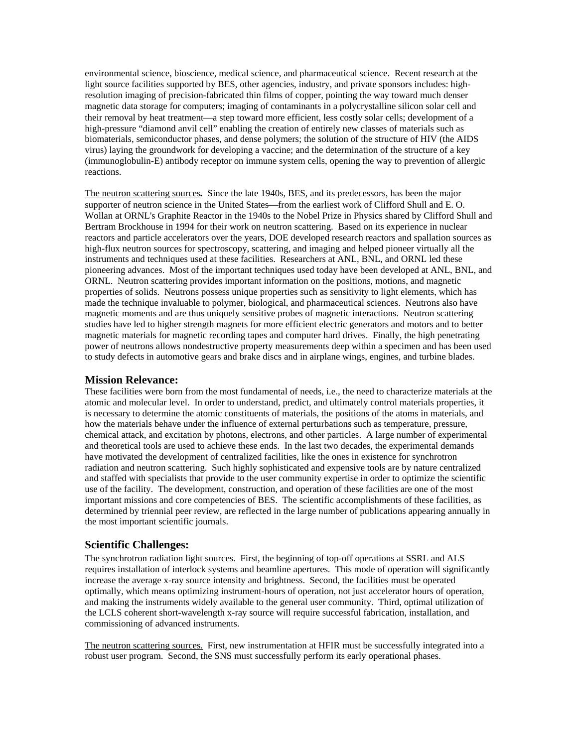environmental science, bioscience, medical science, and pharmaceutical science. Recent research at the light source facilities supported by BES, other agencies, industry, and private sponsors includes: high-resolution imaging of precision-fabricated thin films of copper, pointing the way toward much denser magnetic data storage for computers; imaging of contaminants in a polycrystalline silicon solar cell and their removal by heat treatment—a step toward more efficient, less costly solar cells; development of a high-pressure "diamond anvil cell" enabling the creation of entirely new classes of materials such as biomaterials, semiconductor phases, and dense polymers; the solution of the structure of HIV (the AIDS virus) laying the groundwork for developing a vaccine; and the determination of the structure of a key (immunoglobulin-E) antibody receptor on immune system cells, opening the way to prevention of allergic reactions.

The neutron scattering sources**.** Since the late 1940s, BES, and its predecessors, has been the major supporter of neutron science in the United States—from the earliest work of Clifford Shull and E. O. Wollan at ORNL's Graphite Reactor in the 1940s to the Nobel Prize in Physics shared by Clifford Shull and Bertram Brockhouse in 1994 for their work on neutron scattering. Based on its experience in nuclear reactors and particle accelerators over the years, DOE developed research reactors and spallation sources as high-flux neutron sources for spectroscopy, scattering, and imaging and helped pioneer virtually all the instruments and techniques used at these facilities. Researchers at ANL, BNL, and ORNL led these pioneering advances. Most of the important techniques used today have been developed at ANL, BNL, and ORNL. Neutron scattering provides important information on the positions, motions, and magnetic properties of solids. Neutrons possess unique properties such as sensitivity to light elements, which has made the technique invaluable to polymer, biological, and pharmaceutical sciences. Neutrons also have magnetic moments and are thus uniquely sensitive probes of magnetic interactions. Neutron scattering studies have led to higher strength magnets for more efficient electric generators and motors and to better magnetic materials for magnetic recording tapes and computer hard drives. Finally, the high penetrating power of neutrons allows nondestructive property measurements deep within a specimen and has been used to study defects in automotive gears and brake discs and in airplane wings, engines, and turbine blades.

## Mission Relevance:

These facilities were born from the most fundamental of needs, i.e., the need to characterize materials at the atomic and molecular level. In order to understand, predict, and ultimately control materials properties, it is necessary to determine the atomic constituents of materials, the positions of the atoms in materials, and how the materials behave under the influence of external perturbations such as temperature, pressure, chemical attack, and excitation by photons, electrons, and other particles. A large number of experimental and theoretical tools are used to achieve these ends. In the last two decades, the experimental demands have motivated the development of centralized facilities, like the ones in existence for synchrotron radiation and neutron scattering. Such highly sophisticated and expensive tools are by nature centralized and staffed with specialists that provide to the user community expertise in order to optimize the scientific use of the facility. The development, construction, and operation of these facilities are one of the most important missions and core competencies of BES. The scientific accomplishments of these facilities, as determined by triennial peer review, are reflected in the large number of publications appearing annually in the most important scientific journals.

## Scientific Challenges:

The synchrotron radiation light sources. First, the beginning of top-off operations at SSRL and ALS requires installation of interlock systems and beamline apertures. This mode of operation will significantly increase the average x-ray source intensity and brightness. Second, the facilities must be operated optimally, which means optimizing instrument-hours of operation, not just accelerator hours of operation, and making the instruments widely available to the general user community. Third, optimal utilization of the LCLS coherent short-wavelength x-ray source will require successful fabrication, installation, and commissioning of advanced instruments.

The neutron scattering sources*.* First, new instrumentation at HFIR must be successfully integrated into a robust user program. Second, the SNS must successfully perform its early operational phases.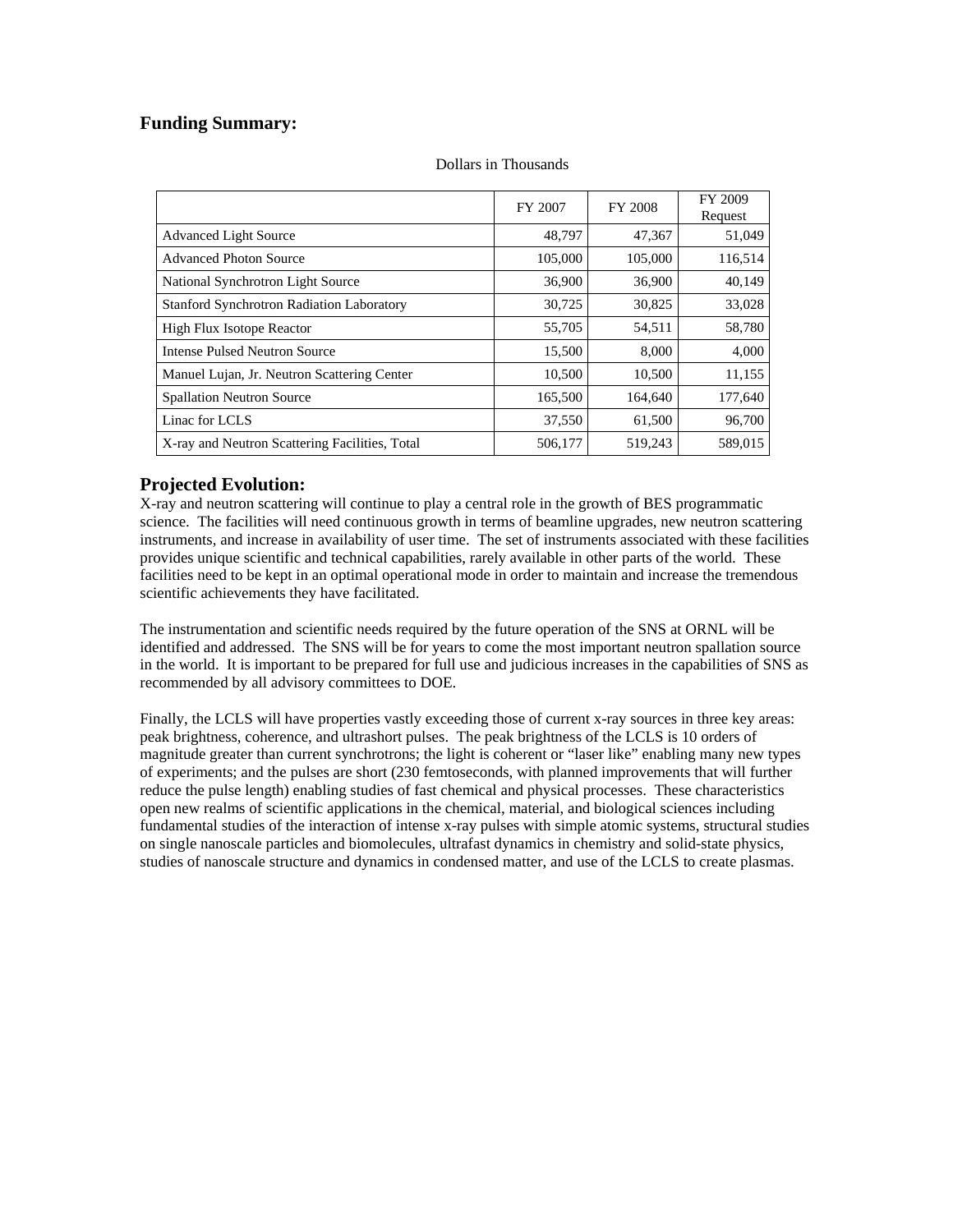## Funding Summary:

Dollars in Thousands

| | FY 2007 | FY 2008 | FY 2009 Request |
|---|---|---|---|
| Advanced Light Source | 48,797 | 47,367 | 51,049 |
| Advanced Photon Source | 105,000 | 105,000 | 116,514 |
| National Synchrotron Light Source | 36,900 | 36,900 | 40,149 |
| Stanford Synchrotron Radiation Laboratory | 30,725 | 30,825 | 33,028 |
| High Flux Isotope Reactor | 55,705 | 54,511 | 58,780 |
| Intense Pulsed Neutron Source | 15,500 | 8,000 | 4,000 |
| Manuel Lujan, Jr. Neutron Scattering Center | 10,500 | 10,500 | 11,155 |
| Spallation Neutron Source | 165,500 | 164,640 | 177,640 |
| Linac for LCLS | 37,550 | 61,500 | 96,700 |
| X-ray and Neutron Scattering Facilities, Total | 506,177 | 519,243 | 589,015 |

## Projected Evolution:

X-ray and neutron scattering will continue to play a central role in the growth of BES programmatic science. The facilities will need continuous growth in terms of beamline upgrades, new neutron scattering instruments, and increase in availability of user time. The set of instruments associated with these facilities provides unique scientific and technical capabilities, rarely available in other parts of the world. These facilities need to be kept in an optimal operational mode in order to maintain and increase the tremendous scientific achievements they have facilitated.

The instrumentation and scientific needs required by the future operation of the SNS at ORNL will be identified and addressed. The SNS will be for years to come the most important neutron spallation source in the world. It is important to be prepared for full use and judicious increases in the capabilities of SNS as recommended by all advisory committees to DOE.

Finally, the LCLS will have properties vastly exceeding those of current x-ray sources in three key areas: peak brightness, coherence, and ultrashort pulses. The peak brightness of the LCLS is 10 orders of magnitude greater than current synchrotrons; the light is coherent or "laser like" enabling many new types of experiments; and the pulses are short (230 femtoseconds, with planned improvements that will further reduce the pulse length) enabling studies of fast chemical and physical processes. These characteristics open new realms of scientific applications in the chemical, material, and biological sciences including fundamental studies of the interaction of intense x-ray pulses with simple atomic systems, structural studies on single nanoscale particles and biomolecules, ultrafast dynamics in chemistry and solid-state physics, studies of nanoscale structure and dynamics in condensed matter, and use of the LCLS to create plasmas.